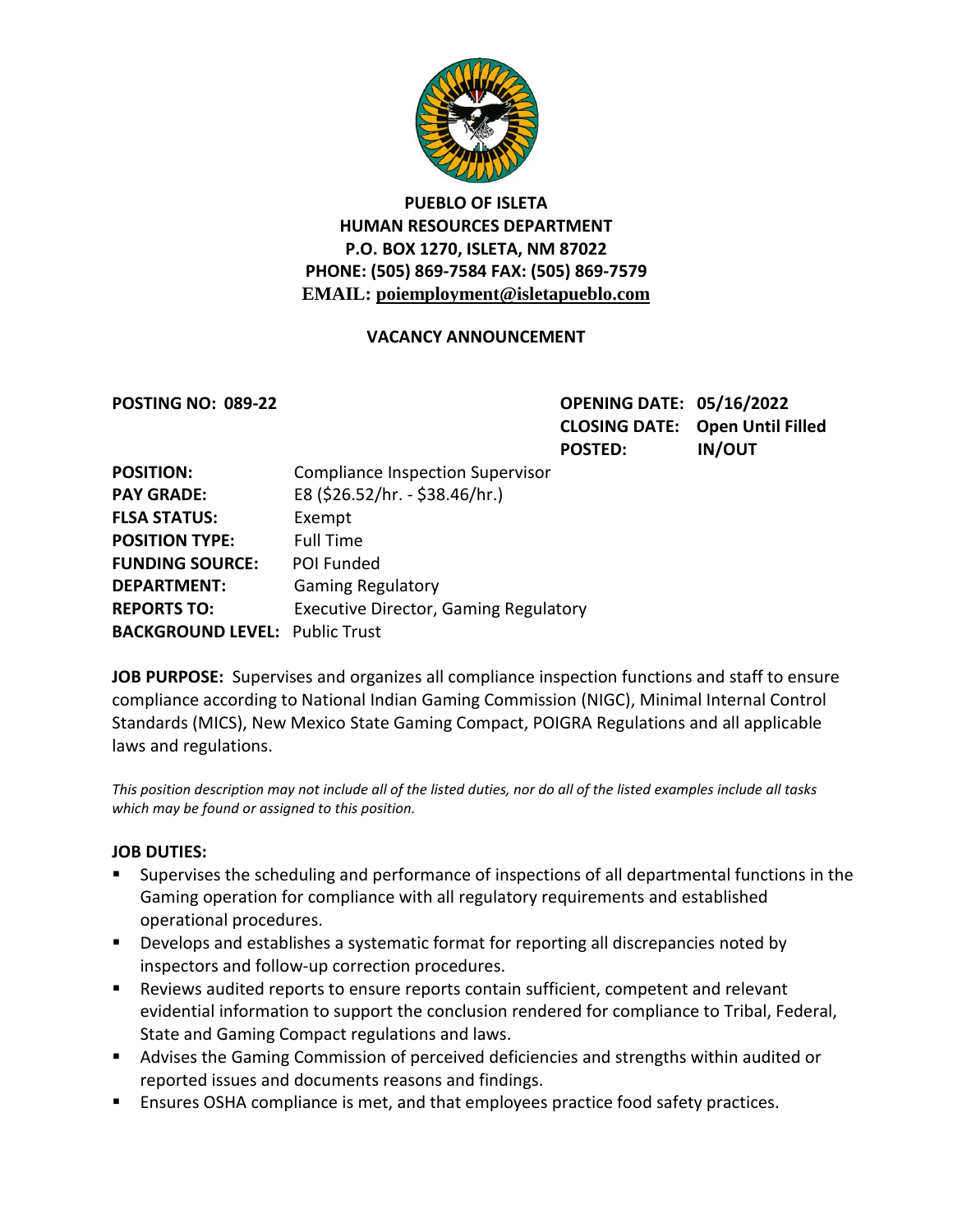# PUEBLO OF ISLETA
## HUMAN RESOURCES DEPARTMENT

**P.O. BOX 1270, ISLETA, NM 87022**
**PHONE: (505) 869-7584 FAX: (505) 869-7579**
**EMAIL: poiemployment@isletapueblo.com**

### VACANCY ANNOUNCEMENT

**POSTING NO: 089-22**

**OPENING DATE:** 05/16/2022
**CLOSING DATE:** Open Until Filled
**POSTED:** IN/OUT

**POSITION:** Compliance Inspection Supervisor
**PAY GRADE:** E8 ($26.52/hr. - $38.46/hr.)
**FLSA STATUS:** Exempt
**POSITION TYPE:** Full Time
**FUNDING SOURCE:** POI Funded
**DEPARTMENT:** Gaming Regulatory
**REPORTS TO:** Executive Director, Gaming Regulatory
**BACKGROUND LEVEL:** Public Trust

**JOB PURPOSE:** Supervises and organizes all compliance inspection functions and staff to ensure compliance according to National Indian Gaming Commission (NIGC), Minimal Internal Control Standards (MICS), New Mexico State Gaming Compact, POIGRA Regulations and all applicable laws and regulations.

*This position description may not include all of the listed duties, nor do all of the listed examples include all tasks which may be found or assigned to this position.*

**JOB DUTIES:**

- Supervises the scheduling and performance of inspections of all departmental functions in the Gaming operation for compliance with all regulatory requirements and established operational procedures.
- Develops and establishes a systematic format for reporting all discrepancies noted by inspectors and follow-up correction procedures.
- Reviews audited reports to ensure reports contain sufficient, competent and relevant evidential information to support the conclusion rendered for compliance to Tribal, Federal, State and Gaming Compact regulations and laws.
- Advises the Gaming Commission of perceived deficiencies and strengths within audited or reported issues and documents reasons and findings.
- Ensures OSHA compliance is met, and that employees practice food safety practices.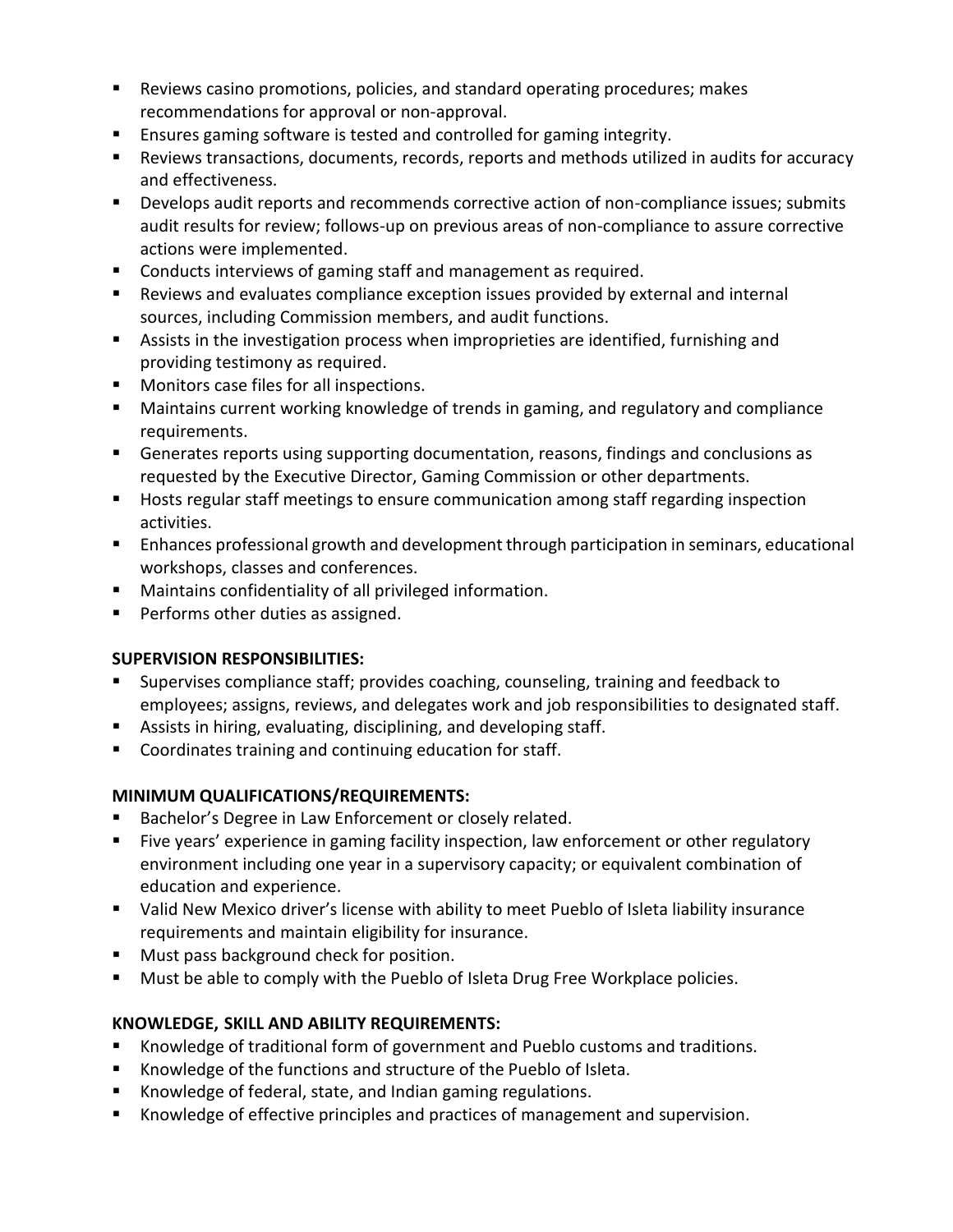- Reviews casino promotions, policies, and standard operating procedures; makes recommendations for approval or non-approval.
- Ensures gaming software is tested and controlled for gaming integrity.
- Reviews transactions, documents, records, reports and methods utilized in audits for accuracy and effectiveness.
- Develops audit reports and recommends corrective action of non-compliance issues; submits audit results for review; follows-up on previous areas of non-compliance to assure corrective actions were implemented.
- Conducts interviews of gaming staff and management as required.
- Reviews and evaluates compliance exception issues provided by external and internal sources, including Commission members, and audit functions.
- Assists in the investigation process when improprieties are identified, furnishing and providing testimony as required.
- Monitors case files for all inspections.
- Maintains current working knowledge of trends in gaming, and regulatory and compliance requirements.
- Generates reports using supporting documentation, reasons, findings and conclusions as requested by the Executive Director, Gaming Commission or other departments.
- Hosts regular staff meetings to ensure communication among staff regarding inspection activities.
- Enhances professional growth and development through participation in seminars, educational workshops, classes and conferences.
- Maintains confidentiality of all privileged information.
- Performs other duties as assigned.

**SUPERVISION RESPONSIBILITIES:**

- Supervises compliance staff; provides coaching, counseling, training and feedback to employees; assigns, reviews, and delegates work and job responsibilities to designated staff.
- Assists in hiring, evaluating, disciplining, and developing staff.
- Coordinates training and continuing education for staff.

**MINIMUM QUALIFICATIONS/REQUIREMENTS:**

- Bachelor's Degree in Law Enforcement or closely related.
- Five years' experience in gaming facility inspection, law enforcement or other regulatory environment including one year in a supervisory capacity; or equivalent combination of education and experience.
- Valid New Mexico driver's license with ability to meet Pueblo of Isleta liability insurance requirements and maintain eligibility for insurance.
- Must pass background check for position.
- Must be able to comply with the Pueblo of Isleta Drug Free Workplace policies.

**KNOWLEDGE, SKILL AND ABILITY REQUIREMENTS:**

- Knowledge of traditional form of government and Pueblo customs and traditions.
- Knowledge of the functions and structure of the Pueblo of Isleta.
- Knowledge of federal, state, and Indian gaming regulations.
- Knowledge of effective principles and practices of management and supervision.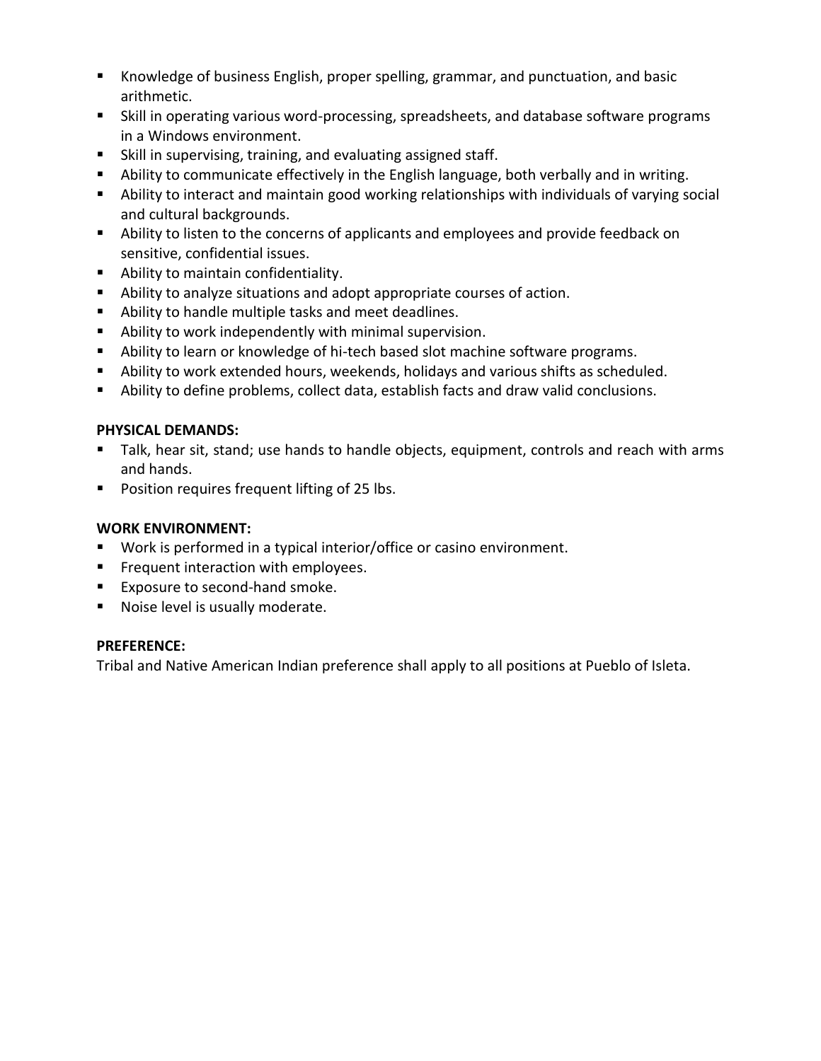- Knowledge of business English, proper spelling, grammar, and punctuation, and basic arithmetic.
- Skill in operating various word-processing, spreadsheets, and database software programs in a Windows environment.
- Skill in supervising, training, and evaluating assigned staff.
- Ability to communicate effectively in the English language, both verbally and in writing.
- Ability to interact and maintain good working relationships with individuals of varying social and cultural backgrounds.
- Ability to listen to the concerns of applicants and employees and provide feedback on sensitive, confidential issues.
- Ability to maintain confidentiality.
- Ability to analyze situations and adopt appropriate courses of action.
- Ability to handle multiple tasks and meet deadlines.
- Ability to work independently with minimal supervision.
- Ability to learn or knowledge of hi-tech based slot machine software programs.
- Ability to work extended hours, weekends, holidays and various shifts as scheduled.
- Ability to define problems, collect data, establish facts and draw valid conclusions.

**PHYSICAL DEMANDS:**

- Talk, hear sit, stand; use hands to handle objects, equipment, controls and reach with arms and hands.
- Position requires frequent lifting of 25 lbs.

**WORK ENVIRONMENT:**

- Work is performed in a typical interior/office or casino environment.
- Frequent interaction with employees.
- Exposure to second-hand smoke.
- Noise level is usually moderate.

**PREFERENCE:**

Tribal and Native American Indian preference shall apply to all positions at Pueblo of Isleta.